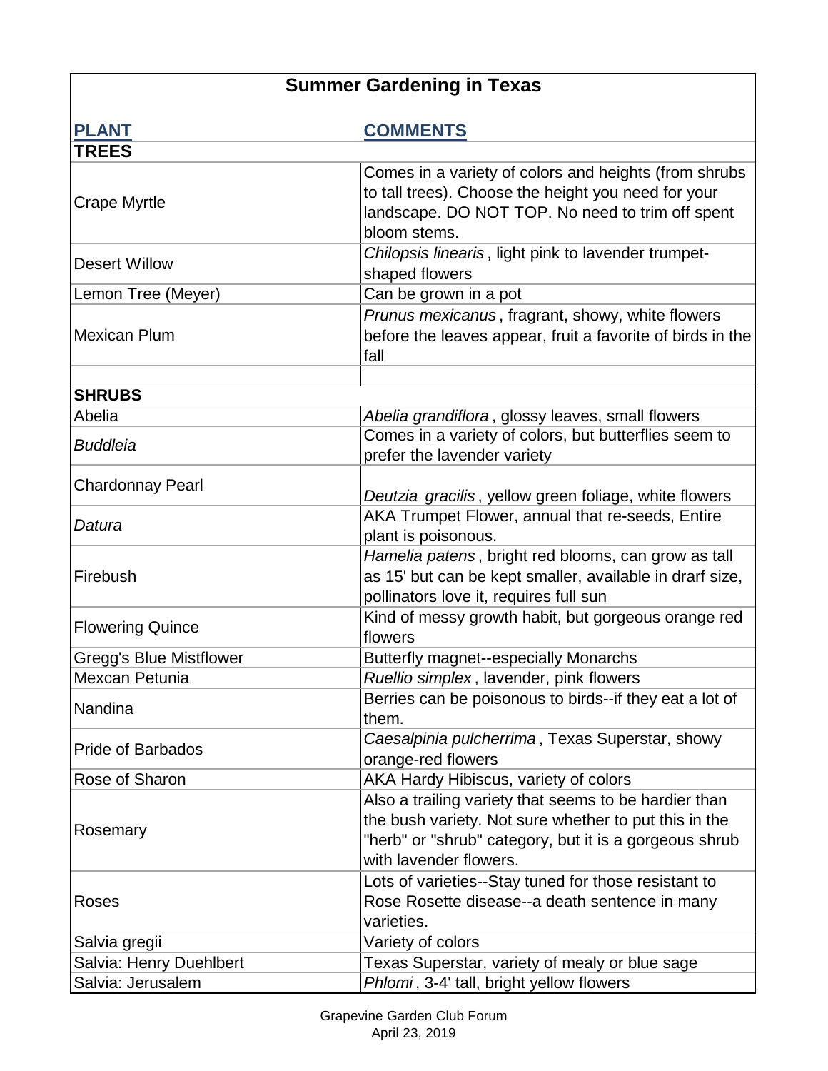# Summary Gardening in Texas

| PLANT | COMMENTS |
|---|---|
| **TREES** | |
| Crape Myrtle | Comes in a variety of colors and heights (from shrubs to tall trees). Choose the height you need for your landscape. DO NOT TOP. No need to trim off spent bloom stems. |
| Desert Willow | *Chilopsis linearis* , light pink to lavender trumpet-shaped flowers |
| Lemon Tree (Meyer) | Can be grown in a pot |
| Mexican Plum | *Prunus mexicanus* , fragrant, showy, white flowers before the leaves appear, fruit a favorite of birds in the fall |
| | |
| **SHRUBS** | |
| Abelia | *Abelia grandiflora* , glossy leaves, small flowers |
| *Buddleia* | Comes in a variety of colors, but butterflies seem to prefer the lavender variety |
| Chardonnay Pearl | *Deutzia gracilis* , yellow green foliage, white flowers |
| *Datura* | AKA Trumpet Flower, annual that re-seeds, Entire plant is poisonous. |
| Firebush | *Hamelia patens* , bright red blooms, can grow as tall as 15' but can be kept smaller, available in drarf size, pollinators love it, requires full sun |
| Flowering Quince | Kind of messy growth habit, but gorgeous orange red flowers |
| Gregg's Blue Mistflower | Butterfly magnet--especially Monarchs |
| Mexcan Petunia | *Ruellio simplex* , lavender, pink flowers |
| Nandina | Berries can be poisonous to birds--if they eat a lot of them. |
| Pride of Barbados | *Caesalpinia pulcherrima* , Texas Superstar, showy orange-red flowers |
| Rose of Sharon | AKA Hardy Hibiscus, variety of colors |
| Rosemary | Also a trailing variety that seems to be hardier than the bush variety. Not sure whether to put this in the "herb" or "shrub" category, but it is a gorgeous shrub with lavender flowers. |
| Roses | Lots of varieties--Stay tuned for those resistant to Rose Rosette disease--a death sentence in many varieties. |
| Salvia gregii | Variety of colors |
| Salvia: Henry Duehlbert | Texas Superstar, variety of mealy or blue sage |
| Salvia: Jerusalem | *Phlomi* , 3-4' tall, bright yellow flowers |

Grapevine Garden Club Forum
April 23, 2019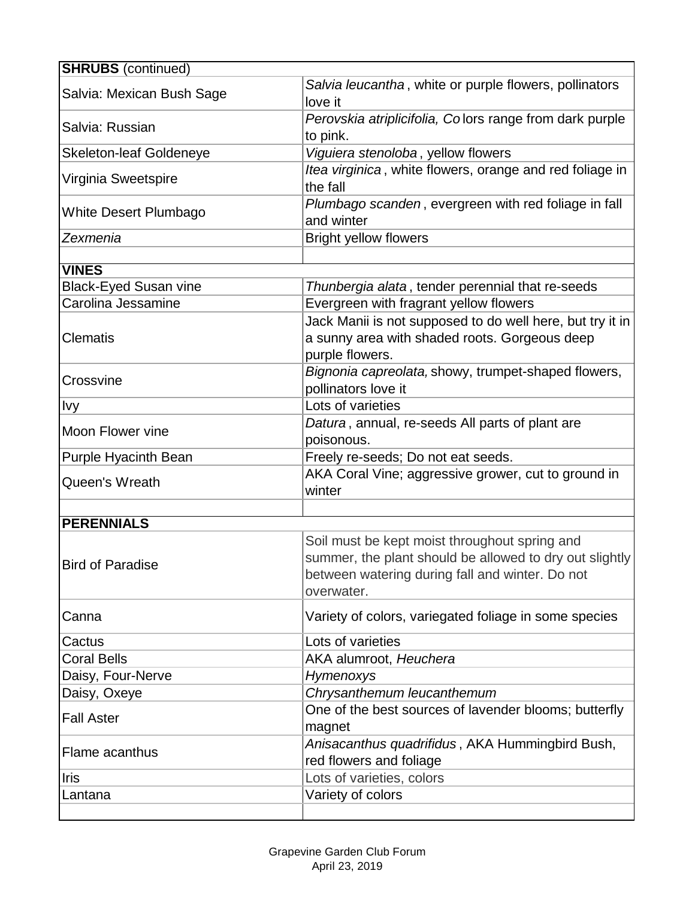| **SHRUBS** (continued) | |
|---|---|
| Salvia: Mexican Bush Sage | *Salvia leucantha* , white or purple flowers, pollinators love it |
| Salvia: Russian | *Perovskia atriplicifolia, Co* lors range from dark purple to pink. |
| Skeleton-leaf Goldeneye | *Viguiera stenoloba* , yellow flowers |
| Virginia Sweetspire | *Itea virginica* , white flowers, orange and red foliage in the fall |
| White Desert Plumbago | *Plumbago scanden* , evergreen with red foliage in fall and winter |
| *Zexmenia* | Bright yellow flowers |
| | |
| **VINES** | |
| Black-Eyed Susan vine | *Thunbergia alata* , tender perennial that re-seeds |
| Carolina Jessamine | Evergreen with fragrant yellow flowers |
| Clematis | Jack Manii is not supposed to do well here, but try it in a sunny area with shaded roots. Gorgeous deep purple flowers. |
| Crossvine | *Bignonia capreolata,* showy, trumpet-shaped flowers, pollinators love it |
| Ivy | Lots of varieties |
| Moon Flower vine | *Datura* , annual, re-seeds All parts of plant are poisonous. |
| Purple Hyacinth Bean | Freely re-seeds; Do not eat seeds. |
| Queen's Wreath | AKA Coral Vine; aggressive grower, cut to ground in winter |
| | |
| **PERENNIALS** | |
| Bird of Paradise | Soil must be kept moist throughout spring and summer, the plant should be allowed to dry out slightly between watering during fall and winter. Do not overwater. |
| Canna | Variety of colors, variegated foliage in some species |
| Cactus | Lots of varieties |
| Coral Bells | AKA alumroot, *Heuchera* |
| Daisy, Four-Nerve | *Hymenoxys* |
| Daisy, Oxeye | *Chrysanthemum leucanthemum* |
| Fall Aster | One of the best sources of lavender blooms; butterfly magnet |
| Flame acanthus | *Anisacanthus quadrifidus* , AKA Hummingbird Bush, red flowers and foliage |
| Iris | Lots of varieties, colors |
| Lantana | Variety of colors |
| | |

Grapevine Garden Club Forum
April 23, 2019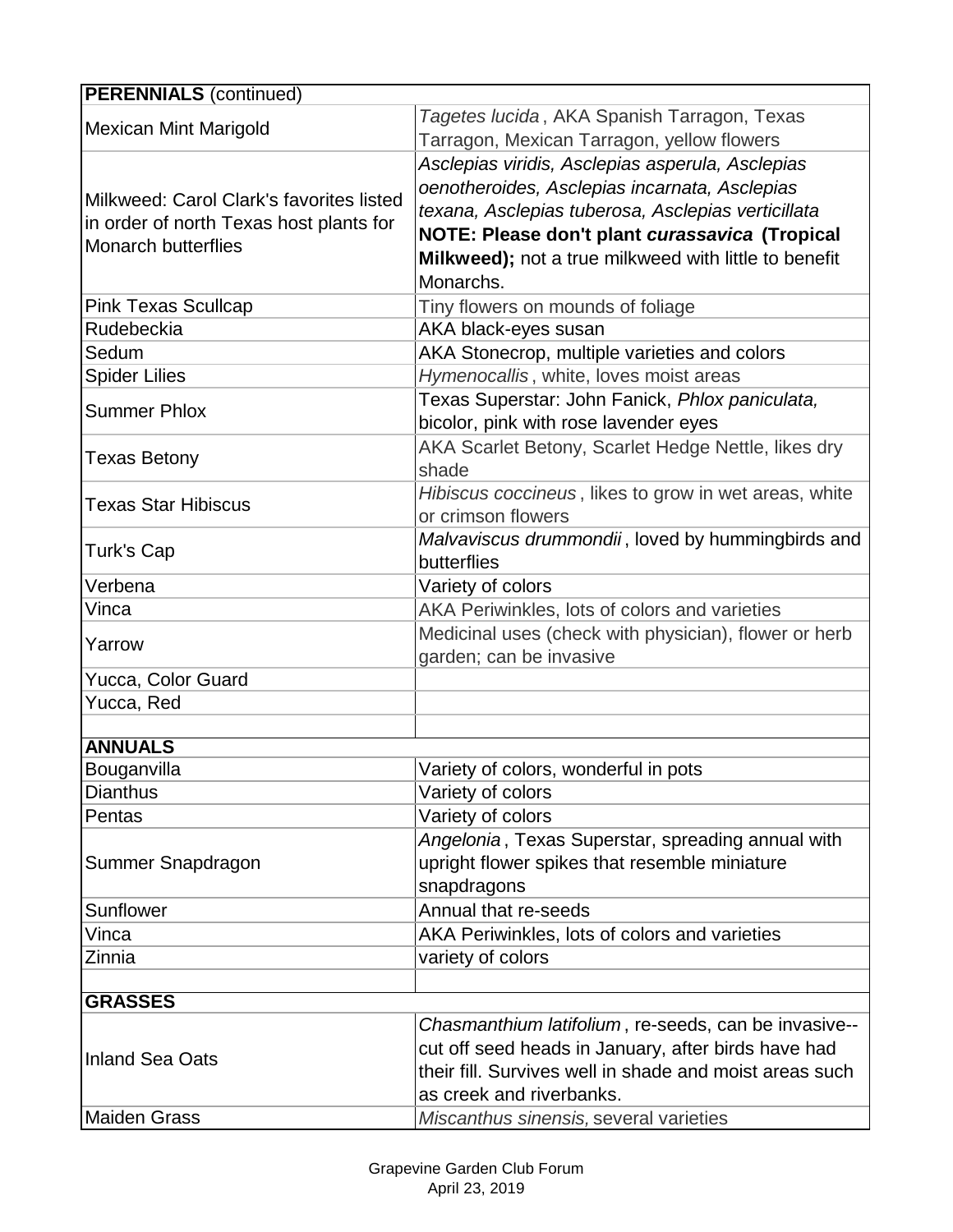| **PERENNIALS** (continued) | |
|---|---|
| Mexican Mint Marigold | *Tagetes lucida* , AKA Spanish Tarragon, Texas Tarragon, Mexican Tarragon, yellow flowers |
| Milkweed: Carol Clark's favorites listed in order of north Texas host plants for Monarch butterflies | *Asclepias viridis, Asclepias asperula, Asclepias oenotheroides, Asclepias incarnata, Asclepias texana, Asclepias tuberosa, Asclepias verticillata* **NOTE: Please don't plant *curassavica* (Tropical Milkweed);** not a true milkweed with little to benefit Monarchs. |
| Pink Texas Scullcap | Tiny flowers on mounds of foliage |
| Rudebeckia | AKA black-eyes susan |
| Sedum | AKA Stonecrop, multiple varieties and colors |
| Spider Lilies | *Hymenocallis* , white, loves moist areas |
| Summer Phlox | Texas Superstar: John Fanick, *Phlox paniculata,* bicolor, pink with rose lavender eyes |
| Texas Betony | AKA Scarlet Betony, Scarlet Hedge Nettle, likes dry shade |
| Texas Star Hibiscus | *Hibiscus coccineus* , likes to grow in wet areas, white or crimson flowers |
| Turk's Cap | *Malvaviscus drummondii* , loved by hummingbirds and butterflies |
| Verbena | Variety of colors |
| Vinca | AKA Periwinkles, lots of colors and varieties |
| Yarrow | Medicinal uses (check with physician), flower or herb garden; can be invasive |
| Yucca, Color Guard | |
| Yucca, Red | |
| | |
| **ANNUALS** | |
| Bouganvilla | Variety of colors, wonderful in pots |
| Dianthus | Variety of colors |
| Pentas | Variety of colors |
| Summer Snapdragon | *Angelonia* , Texas Superstar, spreading annual with upright flower spikes that resemble miniature snapdragons |
| Sunflower | Annual that re-seeds |
| Vinca | AKA Periwinkles, lots of colors and varieties |
| Zinnia | variety of colors |
| | |
| **GRASSES** | |
| Inland Sea Oats | *Chasmanthium latifolium* , re-seeds, can be invasive--cut off seed heads in January, after birds have had their fill. Survives well in shade and moist areas such as creek and riverbanks. |
| Maiden Grass | *Miscanthus sinensis,* several varieties |

Grapevine Garden Club Forum
April 23, 2019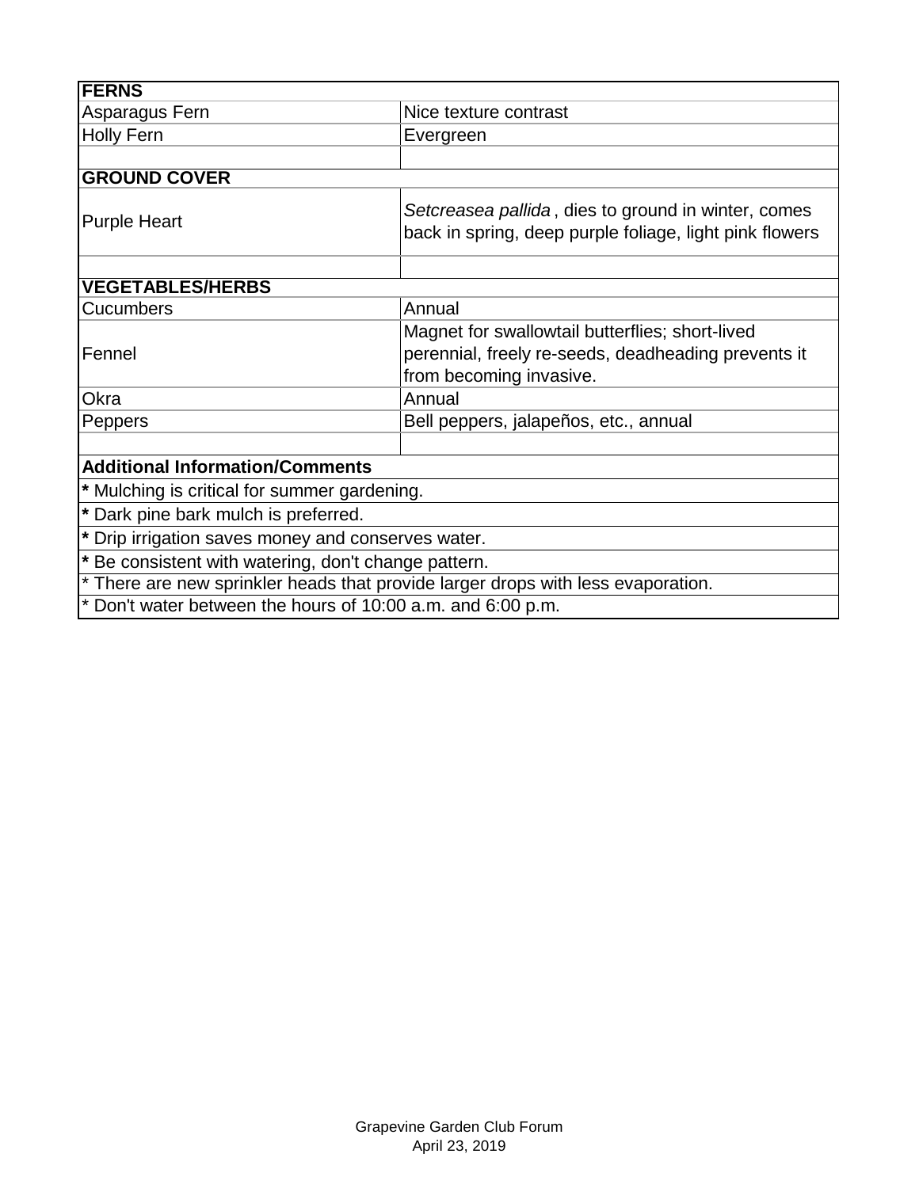| | |
|---|---|
| **FERNS** | |
| Asparagus Fern | Nice texture contrast |
| Holly Fern | Evergreen |
| | |
| **GROUND COVER** | |
| Purple Heart | *Setcreasea pallida* , dies to ground in winter, comes back in spring, deep purple foliage, light pink flowers |
| | |
| **VEGETABLES/HERBS** | |
| Cucumbers | Annual |
| Fennel | Magnet for swallowtail butterflies; short-lived perennial, freely re-seeds, deadheading prevents it from becoming invasive. |
| Okra | Annual |
| Peppers | Bell peppers, jalapeños, etc., annual |
| | |
| **Additional Information/Comments** | |
| **\*** Mulching is critical for summer gardening. | |
| **\*** Dark pine bark mulch is preferred. | |
| **\*** Drip irrigation saves money and conserves water. | |
| **\*** Be consistent with watering, don't change pattern. | |
| * There are new sprinkler heads that provide larger drops with less evaporation. | |
| * Don't water between the hours of 10:00 a.m. and 6:00 p.m. | |

Grapevine Garden Club Forum
April 23, 2019